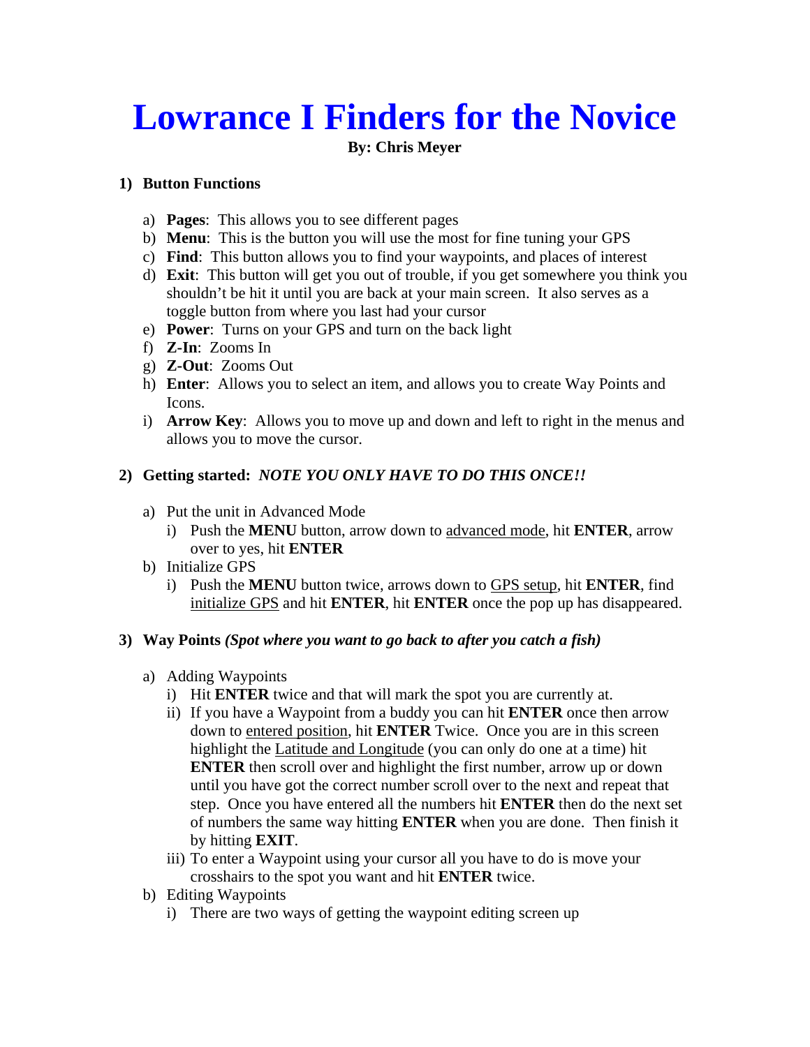# Lowrance I Finders for the Novice

**By: Chris Meyer**

1) **Button Functions**

   a) **Pages**: This allows you to see different pages
   b) **Menu**: This is the button you will use the most for fine tuning your GPS
   c) **Find**: This button allows you to find your waypoints, and places of interest
   d) **Exit**: This button will get you out of trouble, if you get somewhere you think you shouldn't be hit it until you are back at your main screen. It also serves as a toggle button from where you last had your cursor
   e) **Power**: Turns on your GPS and turn on the back light
   f) **Z-In**: Zooms In
   g) **Z-Out**: Zooms Out
   h) **Enter**: Allows you to select an item, and allows you to create Way Points and Icons.
   i) **Arrow Key**: Allows you to move up and down and left to right in the menus and allows you to move the cursor.

2) **Getting started:** ***NOTE YOU ONLY HAVE TO DO THIS ONCE!!***

   a) Put the unit in Advanced Mode
      i) Push the **MENU** button, arrow down to <u>advanced mode</u>, hit **ENTER**, arrow over to yes, hit **ENTER**
   b) Initialize GPS
      i) Push the **MENU** button twice, arrows down to <u>GPS setup</u>, hit **ENTER**, find <u>initialize GPS</u> and hit **ENTER**, hit **ENTER** once the pop up has disappeared.

3) **Way Points** ***(Spot where you want to go back to after you catch a fish)***

   a) Adding Waypoints
      i) Hit **ENTER** twice and that will mark the spot you are currently at.
      ii) If you have a Waypoint from a buddy you can hit **ENTER** once then arrow down to <u>entered position</u>, hit **ENTER** Twice. Once you are in this screen highlight the <u>Latitude and Longitude</u> (you can only do one at a time) hit **ENTER** then scroll over and highlight the first number, arrow up or down until you have got the correct number scroll over to the next and repeat that step. Once you have entered all the numbers hit **ENTER** then do the next set of numbers the same way hitting **ENTER** when you are done. Then finish it by hitting **EXIT**.
      iii) To enter a Waypoint using your cursor all you have to do is move your crosshairs to the spot you want and hit **ENTER** twice.
   b) Editing Waypoints
      i) There are two ways of getting the waypoint editing screen up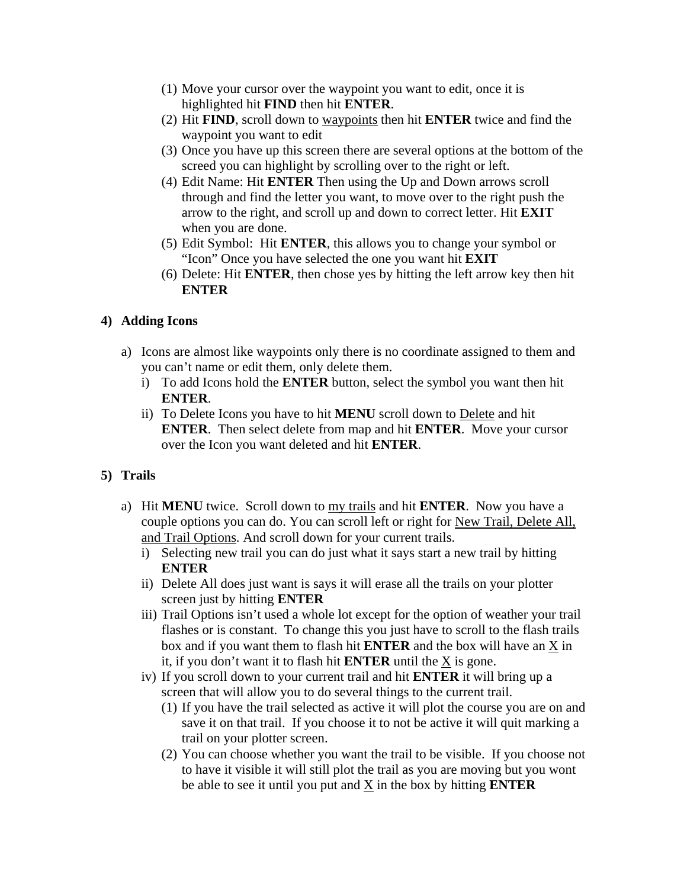(1) Move your cursor over the waypoint you want to edit, once it is highlighted hit **FIND** then hit **ENTER**.
(2) Hit **FIND**, scroll down to <u>waypoints</u> then hit **ENTER** twice and find the waypoint you want to edit
(3) Once you have up this screen there are several options at the bottom of the screed you can highlight by scrolling over to the right or left.
(4) Edit Name: Hit **ENTER** Then using the Up and Down arrows scroll through and find the letter you want, to move over to the right push the arrow to the right, and scroll up and down to correct letter. Hit **EXIT** when you are done.
(5) Edit Symbol: Hit **ENTER**, this allows you to change your symbol or "Icon" Once you have selected the one you want hit **EXIT**
(6) Delete: Hit **ENTER**, then chose yes by hitting the left arrow key then hit **ENTER**

## 4) Adding Icons

a) Icons are almost like waypoints only there is no coordinate assigned to them and you can't name or edit them, only delete them.
   i) To add Icons hold the **ENTER** button, select the symbol you want then hit **ENTER**.
   ii) To Delete Icons you have to hit **MENU** scroll down to <u>Delete</u> and hit **ENTER**. Then select delete from map and hit **ENTER**. Move your cursor over the Icon you want deleted and hit **ENTER**.

## 5) Trails

a) Hit **MENU** twice. Scroll down to <u>my trails</u> and hit **ENTER**. Now you have a couple options you can do. You can scroll left or right for <u>New Trail, Delete All, and Trail Options</u>. And scroll down for your current trails.
   i) Selecting new trail you can do just what it says start a new trail by hitting **ENTER**
   ii) Delete All does just want is says it will erase all the trails on your plotter screen just by hitting **ENTER**
   iii) Trail Options isn't used a whole lot except for the option of weather your trail flashes or is constant. To change this you just have to scroll to the flash trails box and if you want them to flash hit **ENTER** and the box will have an <u>X</u> in it, if you don't want it to flash hit **ENTER** until the <u>X</u> is gone.
   iv) If you scroll down to your current trail and hit **ENTER** it will bring up a screen that will allow you to do several things to the current trail.
      (1) If you have the trail selected as active it will plot the course you are on and save it on that trail. If you choose it to not be active it will quit marking a trail on your plotter screen.
      (2) You can choose whether you want the trail to be visible. If you choose not to have it visible it will still plot the trail as you are moving but you wont be able to see it until you put and <u>X</u> in the box by hitting **ENTER**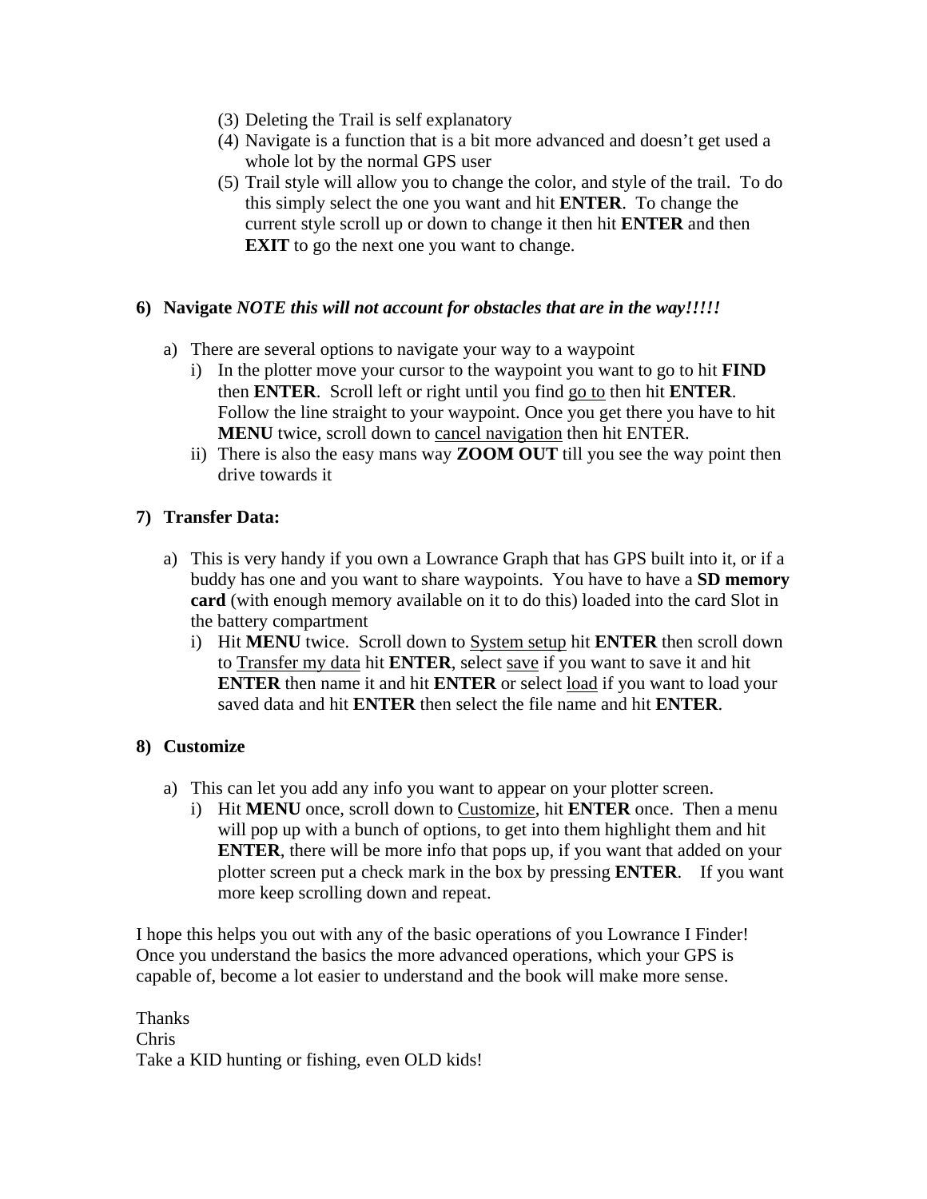(3) Deleting the Trail is self explanatory
   (4) Navigate is a function that is a bit more advanced and doesn't get used a whole lot by the normal GPS user
   (5) Trail style will allow you to change the color, and style of the trail. To do this simply select the one you want and hit **ENTER**. To change the current style scroll up or down to change it then hit **ENTER** and then **EXIT** to go the next one you want to change.

6) **Navigate** ***NOTE this will not account for obstacles that are in the way!!!!!***

   a) There are several options to navigate your way to a waypoint
      i) In the plotter move your cursor to the waypoint you want to go to hit **FIND** then **ENTER**. Scroll left or right until you find <u>go to</u> then hit **ENTER**. Follow the line straight to your waypoint. Once you get there you have to hit **MENU** twice, scroll down to <u>cancel navigation</u> then hit ENTER.
      ii) There is also the easy mans way **ZOOM OUT** till you see the way point then drive towards it

7) **Transfer Data:**

   a) This is very handy if you own a Lowrance Graph that has GPS built into it, or if a buddy has one and you want to share waypoints. You have to have a **SD memory card** (with enough memory available on it to do this) loaded into the card Slot in the battery compartment
      i) Hit **MENU** twice. Scroll down to <u>System setup</u> hit **ENTER** then scroll down to <u>Transfer my data</u> hit **ENTER**, select <u>save</u> if you want to save it and hit **ENTER** then name it and hit **ENTER** or select <u>load</u> if you want to load your saved data and hit **ENTER** then select the file name and hit **ENTER**.

8) **Customize**

   a) This can let you add any info you want to appear on your plotter screen.
      i) Hit **MENU** once, scroll down to <u>Customize</u>, hit **ENTER** once. Then a menu will pop up with a bunch of options, to get into them highlight them and hit **ENTER**, there will be more info that pops up, if you want that added on your plotter screen put a check mark in the box by pressing **ENTER**. If you want more keep scrolling down and repeat.

I hope this helps you out with any of the basic operations of you Lowrance I Finder! Once you understand the basics the more advanced operations, which your GPS is capable of, become a lot easier to understand and the book will make more sense.

Thanks
Chris
Take a KID hunting or fishing, even OLD kids!